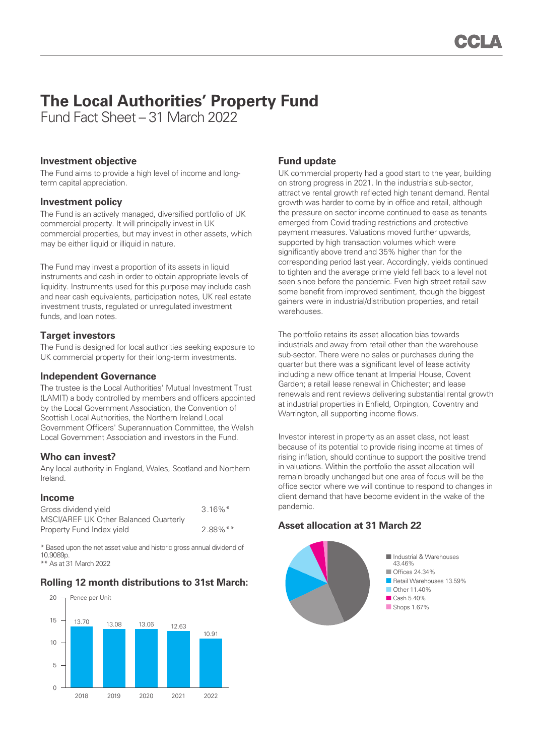# The Local Authorities' Property Fund

Fund Fact Sheet – 31 March 2022

## Investment objective

The Fund aims to provide a high level of income and long-term capital appreciation.

## Investment policy

The Fund is an actively managed, diversified portfolio of UK commercial property. It will principally invest in UK commercial properties, but may invest in other assets, which may be either liquid or illiquid in nature.

The Fund may invest a proportion of its assets in liquid instruments and cash in order to obtain appropriate levels of liquidity. Instruments used for this purpose may include cash and near cash equivalents, participation notes, UK real estate investment trusts, regulated or unregulated investment funds, and loan notes.

## Target investors

The Fund is designed for local authorities seeking exposure to UK commercial property for their long-term investments.

## Independent Governance

The trustee is the Local Authorities' Mutual Investment Trust (LAMIT) a body controlled by members and officers appointed by the Local Government Association, the Convention of Scottish Local Authorities, the Northern Ireland Local Government Officers' Superannuation Committee, the Welsh Local Government Association and investors in the Fund.

## Who can invest?

Any local authority in England, Wales, Scotland and Northern Ireland.

## Income

| | |
|---|---|
| Gross dividend yield | 3.16%* |
| MSCI/AREF UK Other Balanced Quarterly Property Fund Index yield | 2.88%** |

* Based upon the net asset value and historic gross annual dividend of 10.9089p.
** As at 31 March 2022

## Rolling 12 month distributions to 31st March:

Pence per Unit

| Year | Pence per Unit |
|---|---|
| 2018 | 13.70 |
| 2019 | 13.08 |
| 2020 | 13.06 |
| 2021 | 12.63 |
| 2022 | 10.91 |

## Fund update

UK commercial property had a good start to the year, building on strong progress in 2021. In the industrials sub-sector, attractive rental growth reflected high tenant demand. Rental growth was harder to come by in office and retail, although the pressure on sector income continued to ease as tenants emerged from Covid trading restrictions and protective payment measures. Valuations moved further upwards, supported by high transaction volumes which were significantly above trend and 35% higher than for the corresponding period last year. Accordingly, yields continued to tighten and the average prime yield fell back to a level not seen since before the pandemic. Even high street retail saw some benefit from improved sentiment, though the biggest gainers were in industrial/distribution properties, and retail warehouses.

The portfolio retains its asset allocation bias towards industrials and away from retail other than the warehouse sub-sector. There were no sales or purchases during the quarter but there was a significant level of lease activity including a new office tenant at Imperial House, Covent Garden; a retail lease renewal in Chichester; and lease renewals and rent reviews delivering substantial rental growth at industrial properties in Enfield, Orpington, Coventry and Warrington, all supporting income flows.

Investor interest in property as an asset class, not least because of its potential to provide rising income at times of rising inflation, should continue to support the positive trend in valuations. Within the portfolio the asset allocation will remain broadly unchanged but one area of focus will be the office sector where we will continue to respond to changes in client demand that have become evident in the wake of the pandemic.

## Asset allocation at 31 March 22

| Sector | Allocation |
|---|---|
| Industrial & Warehouses | 43.46% |
| Offices | 24.34% |
| Retail Warehouses | 13.59% |
| Other | 11.40% |
| Cash | 5.40% |
| Shops | 1.67% |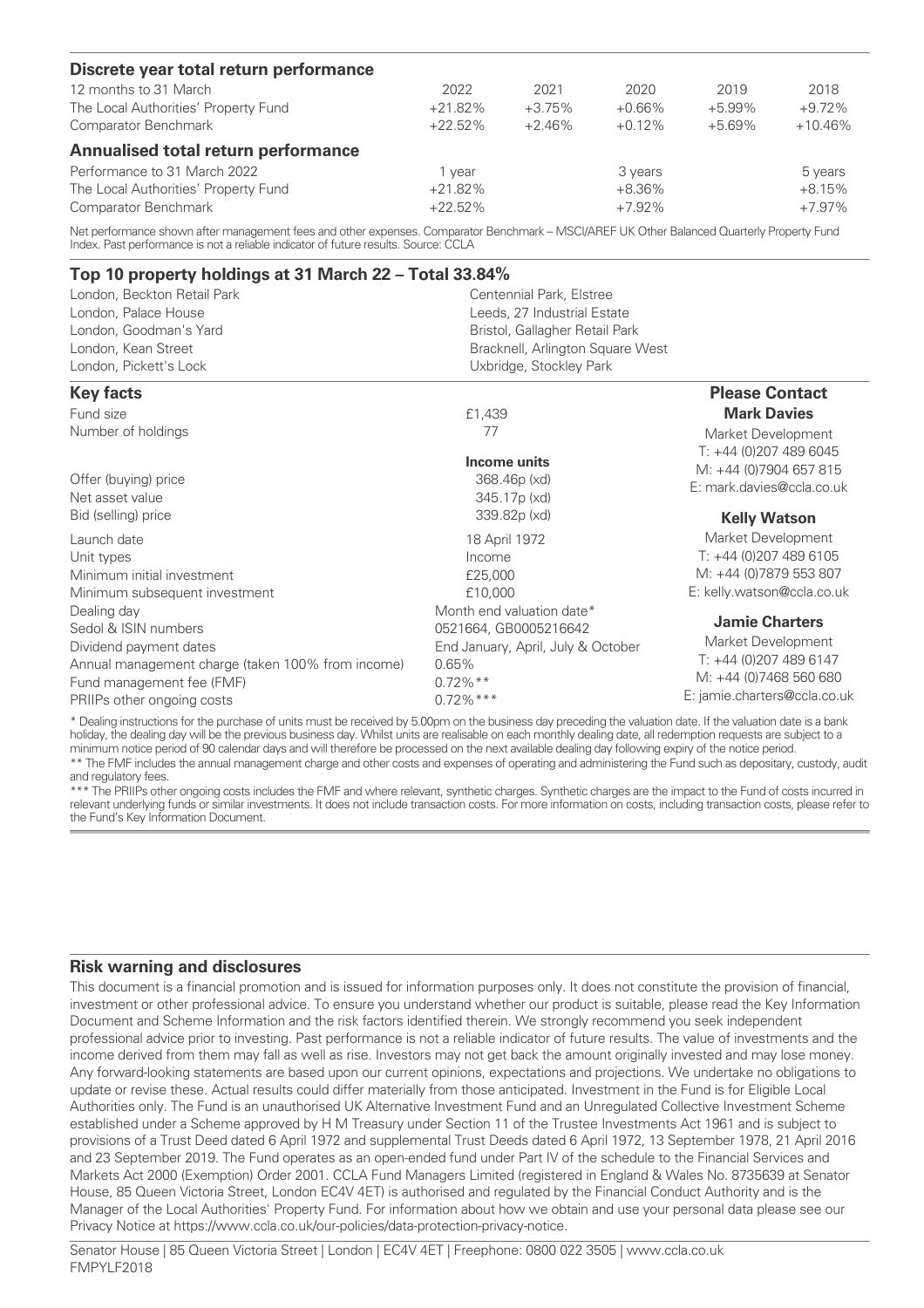## Discrete year total return performance

| 12 months to 31 March | 2022 | 2021 | 2020 | 2019 | 2018 |
|---|---|---|---|---|---|
| The Local Authorities' Property Fund | +21.82% | +3.75% | +0.66% | +5.99% | +9.72% |
| Comparator Benchmark | +22.52% | +2.46% | +0.12% | +5.69% | +10.46% |

## Annualised total return performance

| Performance to 31 March 2022 | 1 year | 3 years | 5 years |
|---|---|---|---|
| The Local Authorities' Property Fund | +21.82% | +8.36% | +8.15% |
| Comparator Benchmark | +22.52% | +7.92% | +7.97% |

Net performance shown after management fees and other expenses. Comparator Benchmark – MSCI/AREF UK Other Balanced Quarterly Property Fund Index. Past performance is not a reliable indicator of future results. Source: CCLA

## Top 10 property holdings at 31 March 22 – Total 33.84%

- London, Beckton Retail Park
- London, Palace House
- London, Goodman's Yard
- London, Kean Street
- London, Pickett's Lock
- Centennial Park, Elstree
- Leeds, 27 Industrial Estate
- Bristol, Gallagher Retail Park
- Bracknell, Arlington Square West
- Uxbridge, Stockley Park

## Key facts

| | |
|---|---|
| Fund size | £1,439 |
| Number of holdings | 77 |
| | **Income units** |
| Offer (buying) price | 368.46p (xd) |
| Net asset value | 345.17p (xd) |
| Bid (selling) price | 339.82p (xd) |
| Launch date | 18 April 1972 |
| Unit types | Income |
| Minimum initial investment | £25,000 |
| Minimum subsequent investment | £10,000 |
| Dealing day | Month end valuation date* |
| Sedol & ISIN numbers | 0521664, GB0005216642 |
| Dividend payment dates | End January, April, July & October |
| Annual management charge (taken 100% from income) | 0.65% |
| Fund management fee (FMF) | 0.72%** |
| PRIIPs other ongoing costs | 0.72%*** |

### Please Contact

**Mark Davies**
Market Development
T: +44 (0)207 489 6045
M: +44 (0)7904 657 815
E: mark.davies@ccla.co.uk

**Kelly Watson**
Market Development
T: +44 (0)207 489 6105
M: +44 (0)7879 553 807
E: kelly.watson@ccla.co.uk

**Jamie Charters**
Market Development
T: +44 (0)207 489 6147
M: +44 (0)7468 560 680
E: jamie.charters@ccla.co.uk

\* Dealing instructions for the purchase of units must be received by 5.00pm on the business day preceding the valuation date. If the valuation date is a bank holiday, the dealing day will be the previous business day. Whilst units are realisable on each monthly dealing date, all redemption requests are subject to a minimum notice period of 90 calendar days and will therefore be processed on the next available dealing day following expiry of the notice period.

** The FMF includes the annual management charge and other costs and expenses of operating and administering the Fund such as depositary, custody, audit and regulatory fees.

*** The PRIIPs other ongoing costs includes the FMF and where relevant, synthetic charges. Synthetic charges are the impact to the Fund of costs incurred in relevant underlying funds or similar investments. It does not include transaction costs. For more information on costs, including transaction costs, please refer to the Fund's Key Information Document.

## Risk warning and disclosures

This document is a financial promotion and is issued for information purposes only. It does not constitute the provision of financial, investment or other professional advice. To ensure you understand whether our product is suitable, please read the Key Information Document and Scheme Information and the risk factors identified therein. We strongly recommend you seek independent professional advice prior to investing. Past performance is not a reliable indicator of future results. The value of investments and the income derived from them may fall as well as rise. Investors may not get back the amount originally invested and may lose money. Any forward-looking statements are based upon our current opinions, expectations and projections. We undertake no obligations to update or revise these. Actual results could differ materially from those anticipated. Investment in the Fund is for Eligible Local Authorities only. The Fund is an unauthorised UK Alternative Investment Fund and an Unregulated Collective Investment Scheme established under a Scheme approved by H M Treasury under Section 11 of the Trustee Investments Act 1961 and is subject to provisions of a Trust Deed dated 6 April 1972 and supplemental Trust Deeds dated 6 April 1972, 13 September 1978, 21 April 2016 and 23 September 2019. The Fund operates as an open-ended fund under Part IV of the schedule to the Financial Services and Markets Act 2000 (Exemption) Order 2001. CCLA Fund Managers Limited (registered in England & Wales No. 8735639 at Senator House, 85 Queen Victoria Street, London EC4V 4ET) is authorised and regulated by the Financial Conduct Authority and is the Manager of the Local Authorities' Property Fund. For information about how we obtain and use your personal data please see our Privacy Notice at https://www.ccla.co.uk/our-policies/data-protection-privacy-notice.

Senator House | 85 Queen Victoria Street | London | EC4V 4ET | Freephone: 0800 022 3505 | www.ccla.co.uk
FMPYLF2018